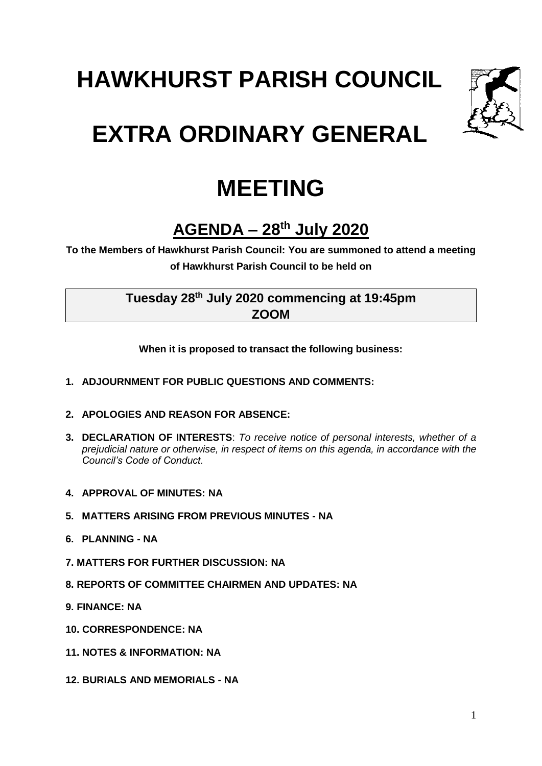# HAWKHURST PARISH COUNCIL

# EXTRA ORDINARY GENERAL MEETING

## AGENDA – 28th July 2020

**To the Members of Hawkhurst Parish Council: You are summoned to attend a meeting of Hawkhurst Parish Council to be held on**

**Tuesday 28th July 2020 commencing at 19:45pm**
**ZOOM**

**When it is proposed to transact the following business:**

1. **ADJOURNMENT FOR PUBLIC QUESTIONS AND COMMENTS:**
2. **APOLOGIES AND REASON FOR ABSENCE:**
3. **DECLARATION OF INTERESTS**: *To receive notice of personal interests, whether of a prejudicial nature or otherwise, in respect of items on this agenda, in accordance with the Council's Code of Conduct.*
4. **APPROVAL OF MINUTES: NA**
5. **MATTERS ARISING FROM PREVIOUS MINUTES - NA**
6. **PLANNING - NA**
7. **MATTERS FOR FURTHER DISCUSSION: NA**
8. **REPORTS OF COMMITTEE CHAIRMEN AND UPDATES: NA**
9. **FINANCE: NA**
10. **CORRESPONDENCE: NA**
11. **NOTES & INFORMATION: NA**
12. **BURIALS AND MEMORIALS - NA**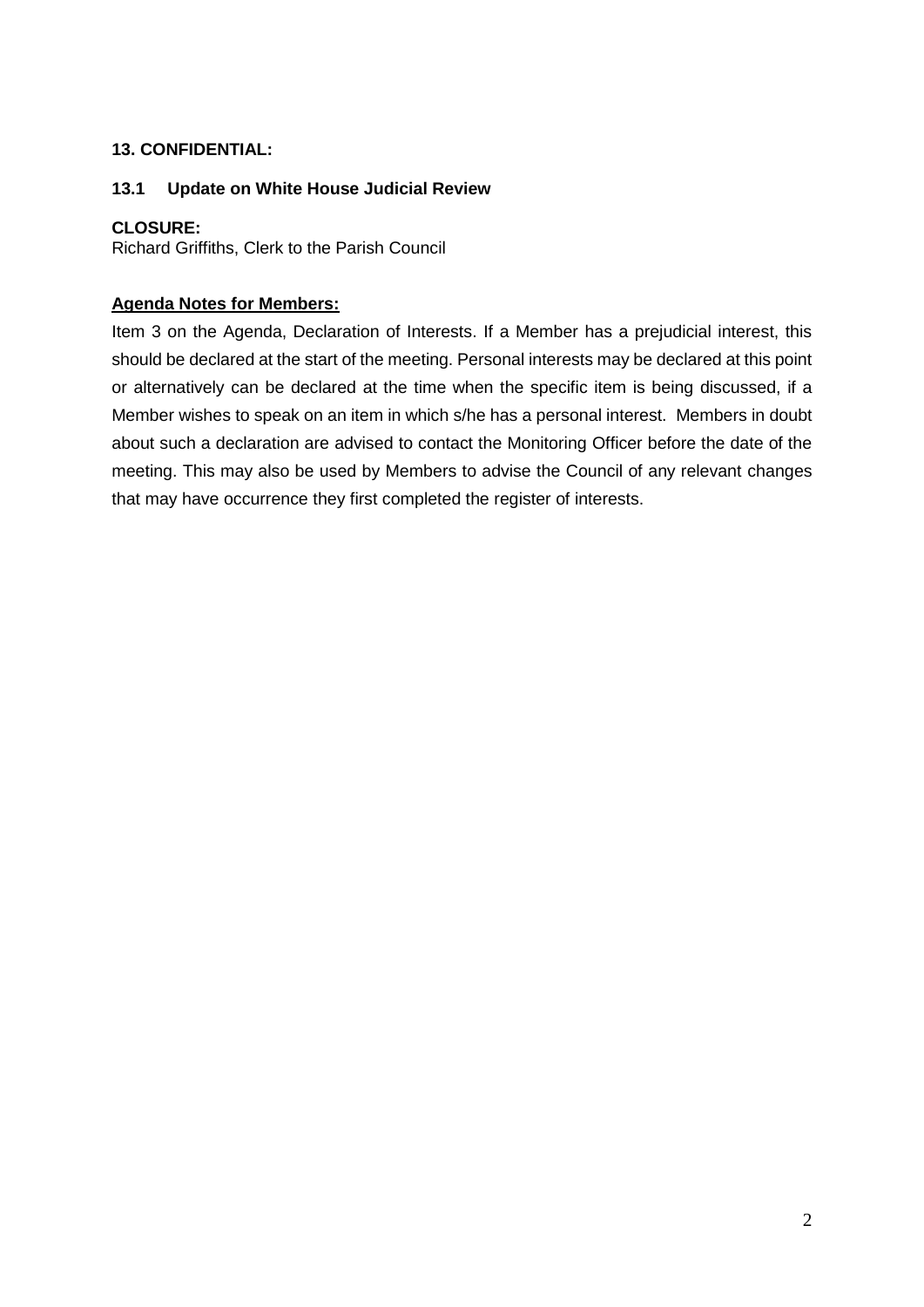**13. CONFIDENTIAL:**

**13.1 Update on White House Judicial Review**

**CLOSURE:**
Richard Griffiths, Clerk to the Parish Council

**Agenda Notes for Members:**

Item 3 on the Agenda, Declaration of Interests. If a Member has a prejudicial interest, this should be declared at the start of the meeting. Personal interests may be declared at this point or alternatively can be declared at the time when the specific item is being discussed, if a Member wishes to speak on an item in which s/he has a personal interest. Members in doubt about such a declaration are advised to contact the Monitoring Officer before the date of the meeting. This may also be used by Members to advise the Council of any relevant changes that may have occurrence they first completed the register of interests.